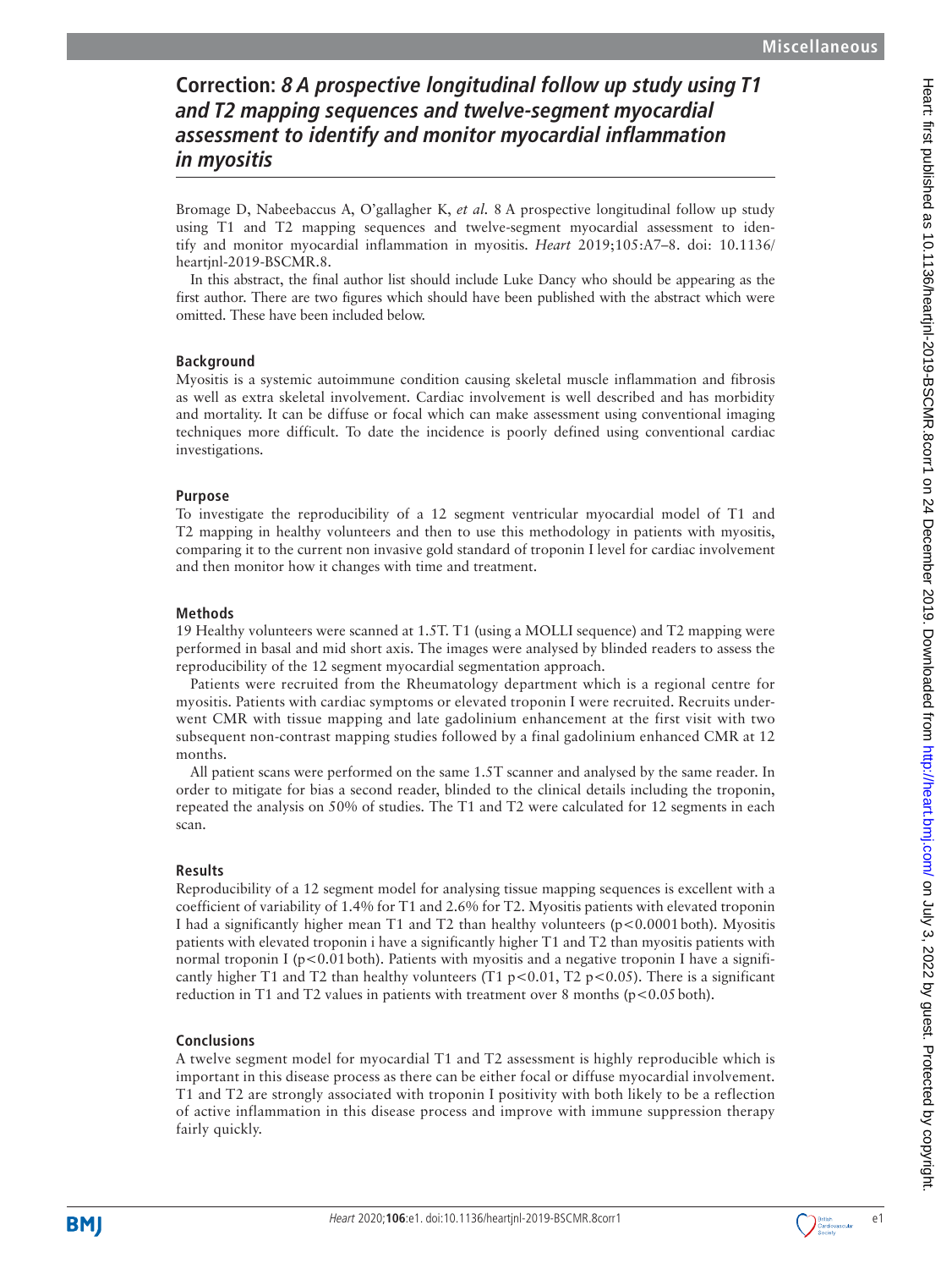# Correction: *8 A prospective longitudinal follow up study using T1 and T2 mapping sequences and twelve-segment myocardial assessment to identify and monitor myocardial inflammation in myositis*

Bromage D, Nabeebaccus A, O'gallagher K, *et al.* 8 A prospective longitudinal follow up study using T1 and T2 mapping sequences and twelve-segment myocardial assessment to identify and monitor myocardial inflammation in myositis. *Heart* 2019;105:A7–8. doi: 10.1136/heartjnl-2019-BSCMR.8.

In this abstract, the final author list should include Luke Dancy who should be appearing as the first author. There are two figures which should have been published with the abstract which were omitted. These have been included below.

## Background

Myositis is a systemic autoimmune condition causing skeletal muscle inflammation and fibrosis as well as extra skeletal involvement. Cardiac involvement is well described and has morbidity and mortality. It can be diffuse or focal which can make assessment using conventional imaging techniques more difficult. To date the incidence is poorly defined using conventional cardiac investigations.

## Purpose

To investigate the reproducibility of a 12 segment ventricular myocardial model of T1 and T2 mapping in healthy volunteers and then to use this methodology in patients with myositis, comparing it to the current non invasive gold standard of troponin I level for cardiac involvement and then monitor how it changes with time and treatment.

## Methods

19 Healthy volunteers were scanned at 1.5T. T1 (using a MOLLI sequence) and T2 mapping were performed in basal and mid short axis. The images were analysed by blinded readers to assess the reproducibility of the 12 segment myocardial segmentation approach.

Patients were recruited from the Rheumatology department which is a regional centre for myositis. Patients with cardiac symptoms or elevated troponin I were recruited. Recruits underwent CMR with tissue mapping and late gadolinium enhancement at the first visit with two subsequent non-contrast mapping studies followed by a final gadolinium enhanced CMR at 12 months.

All patient scans were performed on the same 1.5T scanner and analysed by the same reader. In order to mitigate for bias a second reader, blinded to the clinical details including the troponin, repeated the analysis on 50% of studies. The T1 and T2 were calculated for 12 segments in each scan.

## Results

Reproducibility of a 12 segment model for analysing tissue mapping sequences is excellent with a coefficient of variability of 1.4% for T1 and 2.6% for T2. Myositis patients with elevated troponin I had a significantly higher mean T1 and T2 than healthy volunteers ($p<0.0001$ both). Myositis patients with elevated troponin i have a significantly higher T1 and T2 than myositis patients with normal troponin I ($p<0.01$ both). Patients with myositis and a negative troponin I have a significantly higher T1 and T2 than healthy volunteers (T1 $p<0.01$, T2 $p<0.05$). There is a significant reduction in T1 and T2 values in patients with treatment over 8 months ($p<0.05$ both).

## Conclusions

A twelve segment model for myocardial T1 and T2 assessment is highly reproducible which is important in this disease process as there can be either focal or diffuse myocardial involvement. T1 and T2 are strongly associated with troponin I positivity with both likely to be a reflection of active inflammation in this disease process and improve with immune suppression therapy fairly quickly.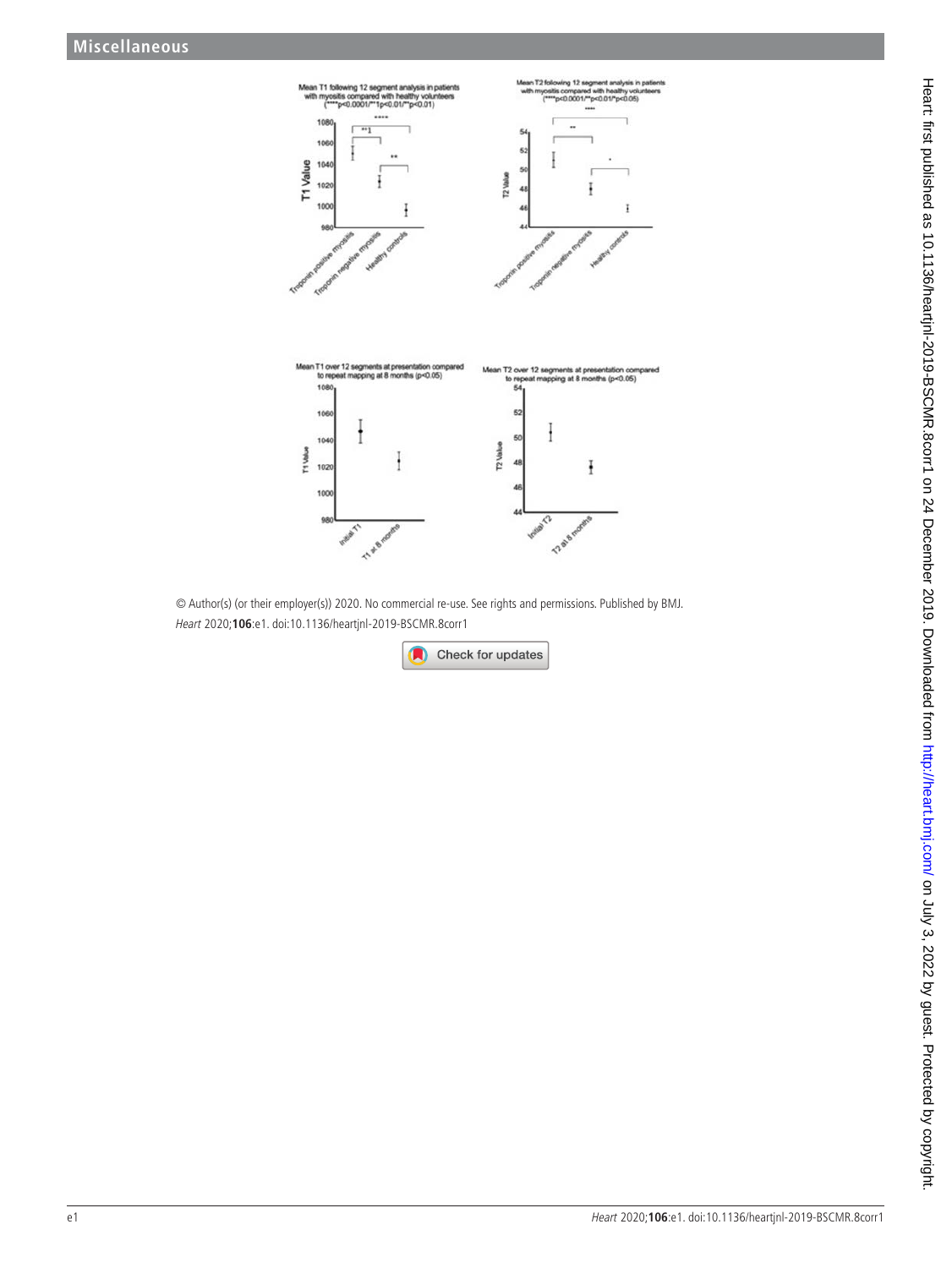Mean T1 following 12 segment analysis in patients with myositis compared with healthy volunteers (****p<0.0001/**1p<0.01/**p<0.01)

****

**1

**

T1 Value

1080

1060

1040

1020

1000

980

Troponin positive myositis

Troponin negative myositis

Healthy controls

Mean T2 following 12 segment analysis in patients with myositis compared with healthy volunteers (****p<0.0001/**p<0.01/*p<0.05)

****

**

*

T2 Value

54

52

50

48

46

44

Troponin positive myositis

Troponin negative myositis

Healthy controls

Mean T1 over 12 segments at presentation compared to repeat mapping at 8 months (p<0.05)

T1 Value

1080

1060

1040

1020

1000

980

Initial T1

T1 at 8 months

Mean T2 over 12 segments at presentation compared to repeat mapping at 8 months (p<0.05)

T2 Value

54

52

50

48

46

44

Initial T2

T2 at 8 months

© Author(s) (or their employer(s)) 2020. No commercial re-use. See rights and permissions. Published by BMJ.

*Heart* 2020;**106**:e1. doi:10.1136/heartjnl-2019-BSCMR.8corr1